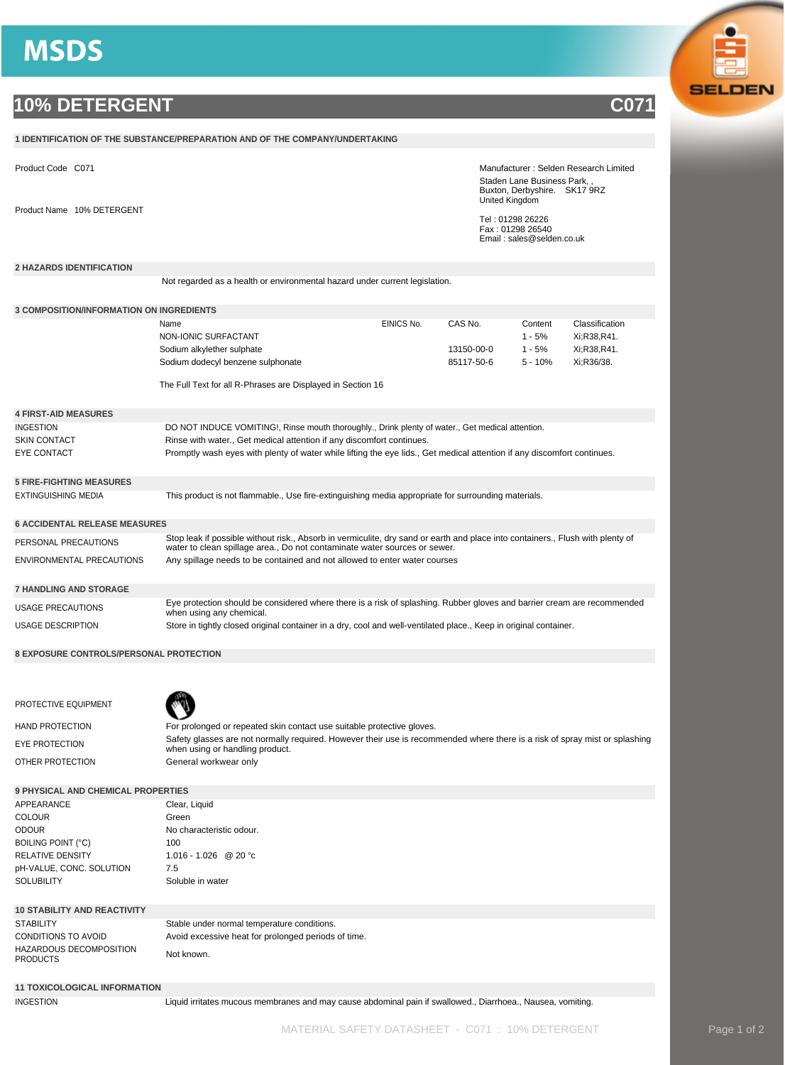# MSDS

# 10% DETERGENT C071

## 1 IDENTIFICATION OF THE SUBSTANCE/PREPARATION AND OF THE COMPANY/UNDERTAKING

Product Code C071

Product Name 10% DETERGENT

Manufacturer : Selden Research Limited
Staden Lane Business Park, ,
Buxton, Derbyshire. SK17 9RZ
United Kingdom

Tel : 01298 26226
Fax : 01298 26540
Email : sales@selden.co.uk

## 2 HAZARDS IDENTIFICATION

Not regarded as a health or environmental hazard under current legislation.

## 3 COMPOSITION/INFORMATION ON INGREDIENTS

| Name | EINICS No. | CAS No. | Content | Classification |
|---|---|---|---|---|
| NON-IONIC SURFACTANT | | | 1 - 5% | Xi;R38,R41. |
| Sodium alkylether sulphate | | 13150-00-0 | 1 - 5% | Xi;R38,R41. |
| Sodium dodecyl benzene sulphonate | | 85117-50-6 | 5 - 10% | Xi;R36/38. |

The Full Text for all R-Phrases are Displayed in Section 16

## 4 FIRST-AID MEASURES

| | |
|---|---|
| INGESTION | DO NOT INDUCE VOMITING!, Rinse mouth thoroughly., Drink plenty of water., Get medical attention. |
| SKIN CONTACT | Rinse with water., Get medical attention if any discomfort continues. |
| EYE CONTACT | Promptly wash eyes with plenty of water while lifting the eye lids., Get medical attention if any discomfort continues. |

## 5 FIRE-FIGHTING MEASURES

| | |
|---|---|
| EXTINGUISHING MEDIA | This product is not flammable., Use fire-extinguishing media appropriate for surrounding materials. |

## 6 ACCIDENTAL RELEASE MEASURES

| | |
|---|---|
| PERSONAL PRECAUTIONS | Stop leak if possible without risk., Absorb in vermiculite, dry sand or earth and place into containers., Flush with plenty of water to clean spillage area., Do not contaminate water sources or sewer. |
| ENVIRONMENTAL PRECAUTIONS | Any spillage needs to be contained and not allowed to enter water courses |

## 7 HANDLING AND STORAGE

| | |
|---|---|
| USAGE PRECAUTIONS | Eye protection should be considered where there is a risk of splashing. Rubber gloves and barrier cream are recommended when using any chemical. |
| USAGE DESCRIPTION | Store in tightly closed original container in a dry, cool and well-ventilated place., Keep in original container. |

## 8 EXPOSURE CONTROLS/PERSONAL PROTECTION

| | |
|---|---|
| PROTECTIVE EQUIPMENT | |
| HAND PROTECTION | For prolonged or repeated skin contact use suitable protective gloves. |
| EYE PROTECTION | Safety glasses are not normally required. However their use is recommended where there is a risk of spray mist or splashing when using or handling product. |
| OTHER PROTECTION | General workwear only |

## 9 PHYSICAL AND CHEMICAL PROPERTIES

| | |
|---|---|
| APPEARANCE | Clear, Liquid |
| COLOUR | Green |
| ODOUR | No characteristic odour. |
| BOILING POINT (°C) | 100 |
| RELATIVE DENSITY | 1.016 - 1.026 @ 20 °c |
| pH-VALUE, CONC. SOLUTION | 7.5 |
| SOLUBILITY | Soluble in water |

## 10 STABILITY AND REACTIVITY

| | |
|---|---|
| STABILITY | Stable under normal temperature conditions. |
| CONDITIONS TO AVOID | Avoid excessive heat for prolonged periods of time. |
| HAZARDOUS DECOMPOSITION PRODUCTS | Not known. |

## 11 TOXICOLOGICAL INFORMATION

| | |
|---|---|
| INGESTION | Liquid irritates mucous membranes and may cause abdominal pain if swallowed., Diarrhoea., Nausea, vomiting. |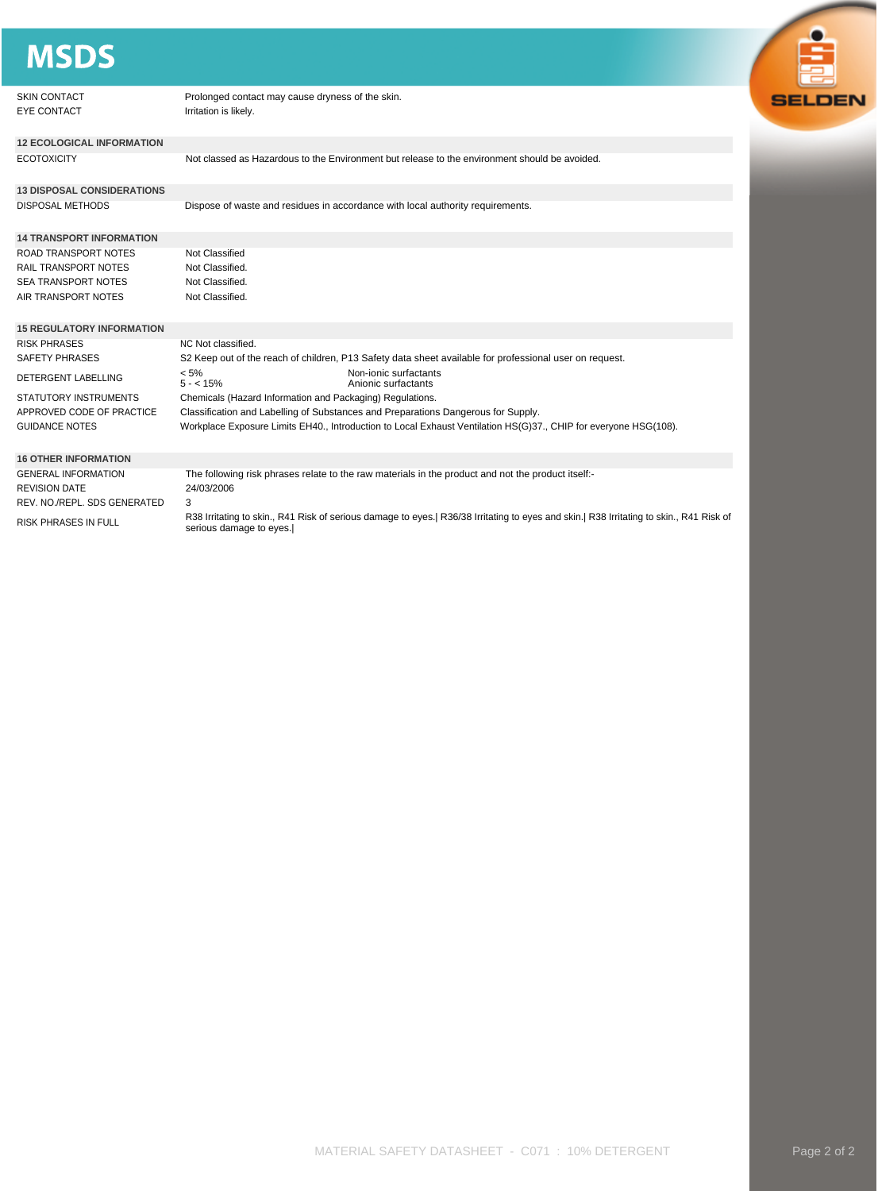# MSDS

| | |
|---|---|
| SKIN CONTACT | Prolonged contact may cause dryness of the skin. |
| EYE CONTACT | Irritation is likely. |

## 12 ECOLOGICAL INFORMATION

| | |
|---|---|
| ECOTOXICITY | Not classed as Hazardous to the Environment but release to the environment should be avoided. |

## 13 DISPOSAL CONSIDERATIONS

| | |
|---|---|
| DISPOSAL METHODS | Dispose of waste and residues in accordance with local authority requirements. |

## 14 TRANSPORT INFORMATION

| | |
|---|---|
| ROAD TRANSPORT NOTES | Not Classified |
| RAIL TRANSPORT NOTES | Not Classified. |
| SEA TRANSPORT NOTES | Not Classified. |
| AIR TRANSPORT NOTES | Not Classified. |

## 15 REGULATORY INFORMATION

| | | |
|---|---|---|
| RISK PHRASES | NC Not classified. | |
| SAFETY PHRASES | S2 Keep out of the reach of children, P13 Safety data sheet available for professional user on request. | |
| DETERGENT LABELLING | < 5% | Non-ionic surfactants |
| | 5 - < 15% | Anionic surfactants |
| STATUTORY INSTRUMENTS | Chemicals (Hazard Information and Packaging) Regulations. | |
| APPROVED CODE OF PRACTICE | Classification and Labelling of Substances and Preparations Dangerous for Supply. | |
| GUIDANCE NOTES | Workplace Exposure Limits EH40., Introduction to Local Exhaust Ventilation HS(G)37., CHIP for everyone HSG(108). | |

## 16 OTHER INFORMATION

| | |
|---|---|
| GENERAL INFORMATION | The following risk phrases relate to the raw materials in the product and not the product itself:- |
| REVISION DATE | 24/03/2006 |
| REV. NO./REPL. SDS GENERATED | 3 |
| RISK PHRASES IN FULL | R38 Irritating to skin., R41 Risk of serious damage to eyes.\| R36/38 Irritating to eyes and skin.\| R38 Irritating to skin., R41 Risk of serious damage to eyes.\| |